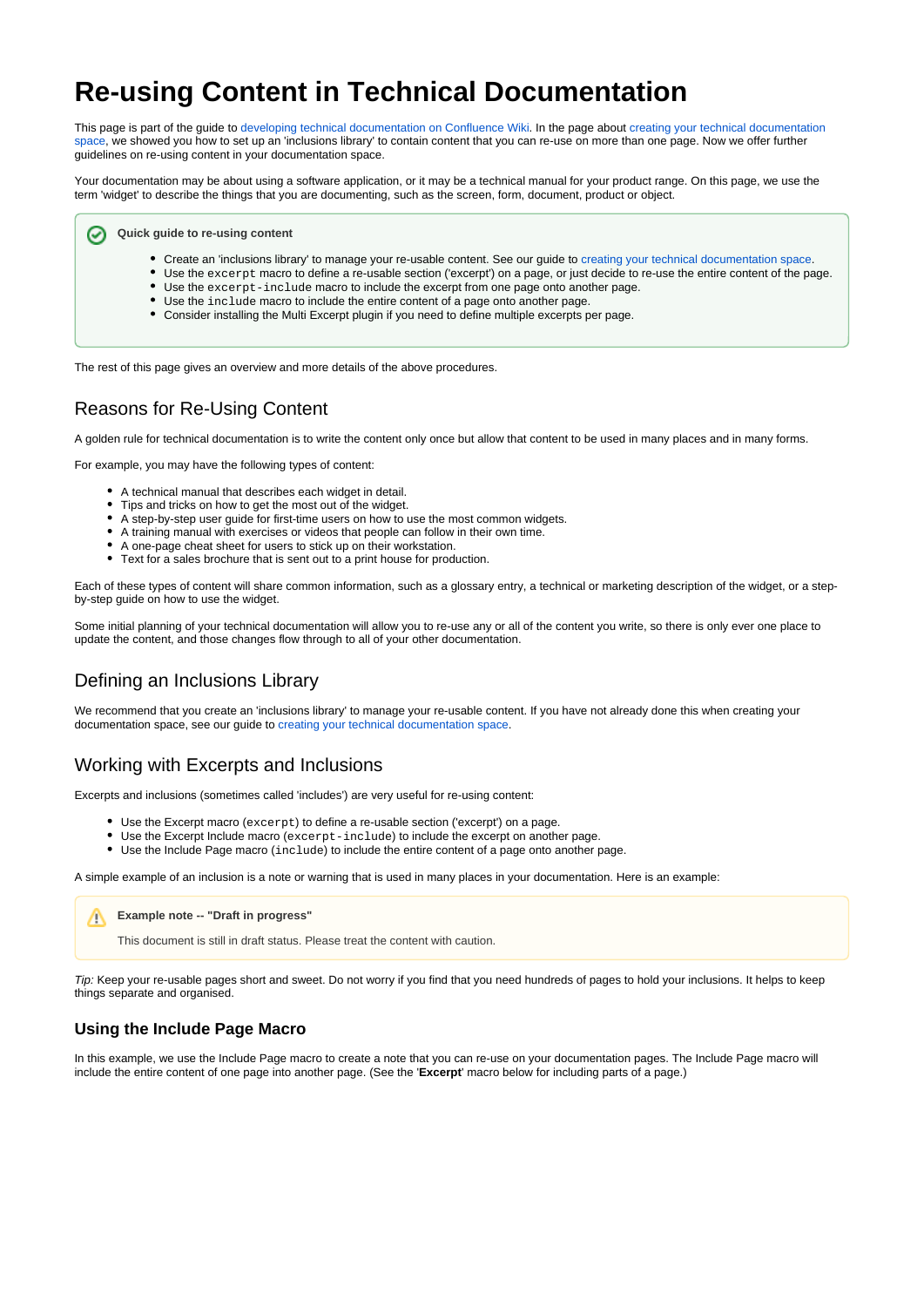# Re-using Content in Technical Documentation

This page is part of the guide to developing technical documentation on Confluence Wiki. In the page about creating your technical documentation space, we showed you how to set up an 'inclusions library' to contain content that you can re-use on more than one page. Now we offer further guidelines on re-using content in your documentation space.

Your documentation may be about using a software application, or it may be a technical manual for your product range. On this page, we use the term 'widget' to describe the things that you are documenting, such as the screen, form, document, product or object.

> **Quick guide to re-using content**
>
> - Create an 'inclusions library' to manage your re-usable content. See our guide to creating your technical documentation space.
> - Use the `excerpt` macro to define a re-usable section ('excerpt') on a page, or just decide to re-use the entire content of the page.
> - Use the `excerpt-include` macro to include the excerpt from one page onto another page.
> - Use the `include` macro to include the entire content of a page onto another page.
> - Consider installing the Multi Excerpt plugin if you need to define multiple excerpts per page.

The rest of this page gives an overview and more details of the above procedures.

## Reasons for Re-Using Content

A golden rule for technical documentation is to write the content only once but allow that content to be used in many places and in many forms.

For example, you may have the following types of content:

- A technical manual that describes each widget in detail.
- Tips and tricks on how to get the most out of the widget.
- A step-by-step user guide for first-time users on how to use the most common widgets.
- A training manual with exercises or videos that people can follow in their own time.
- A one-page cheat sheet for users to stick up on their workstation.
- Text for a sales brochure that is sent out to a print house for production.

Each of these types of content will share common information, such as a glossary entry, a technical or marketing description of the widget, or a step-by-step guide on how to use the widget.

Some initial planning of your technical documentation will allow you to re-use any or all of the content you write, so there is only ever one place to update the content, and those changes flow through to all of your other documentation.

## Defining an Inclusions Library

We recommend that you create an 'inclusions library' to manage your re-usable content. If you have not already done this when creating your documentation space, see our guide to creating your technical documentation space.

## Working with Excerpts and Inclusions

Excerpts and inclusions (sometimes called 'includes') are very useful for re-using content:

- Use the Excerpt macro (`excerpt`) to define a re-usable section ('excerpt') on a page.
- Use the Excerpt Include macro (`excerpt-include`) to include the excerpt on another page.
- Use the Include Page macro (`include`) to include the entire content of a page onto another page.

A simple example of an inclusion is a note or warning that is used in many places in your documentation. Here is an example:

> **Example note -- "Draft in progress"**
>
> This document is still in draft status. Please treat the content with caution.

*Tip:* Keep your re-usable pages short and sweet. Do not worry if you find that you need hundreds of pages to hold your inclusions. It helps to keep things separate and organised.

### Using the Include Page Macro

In this example, we use the Include Page macro to create a note that you can re-use on your documentation pages. The Include Page macro will include the entire content of one page into another page. (See the '**Excerpt**' macro below for including parts of a page.)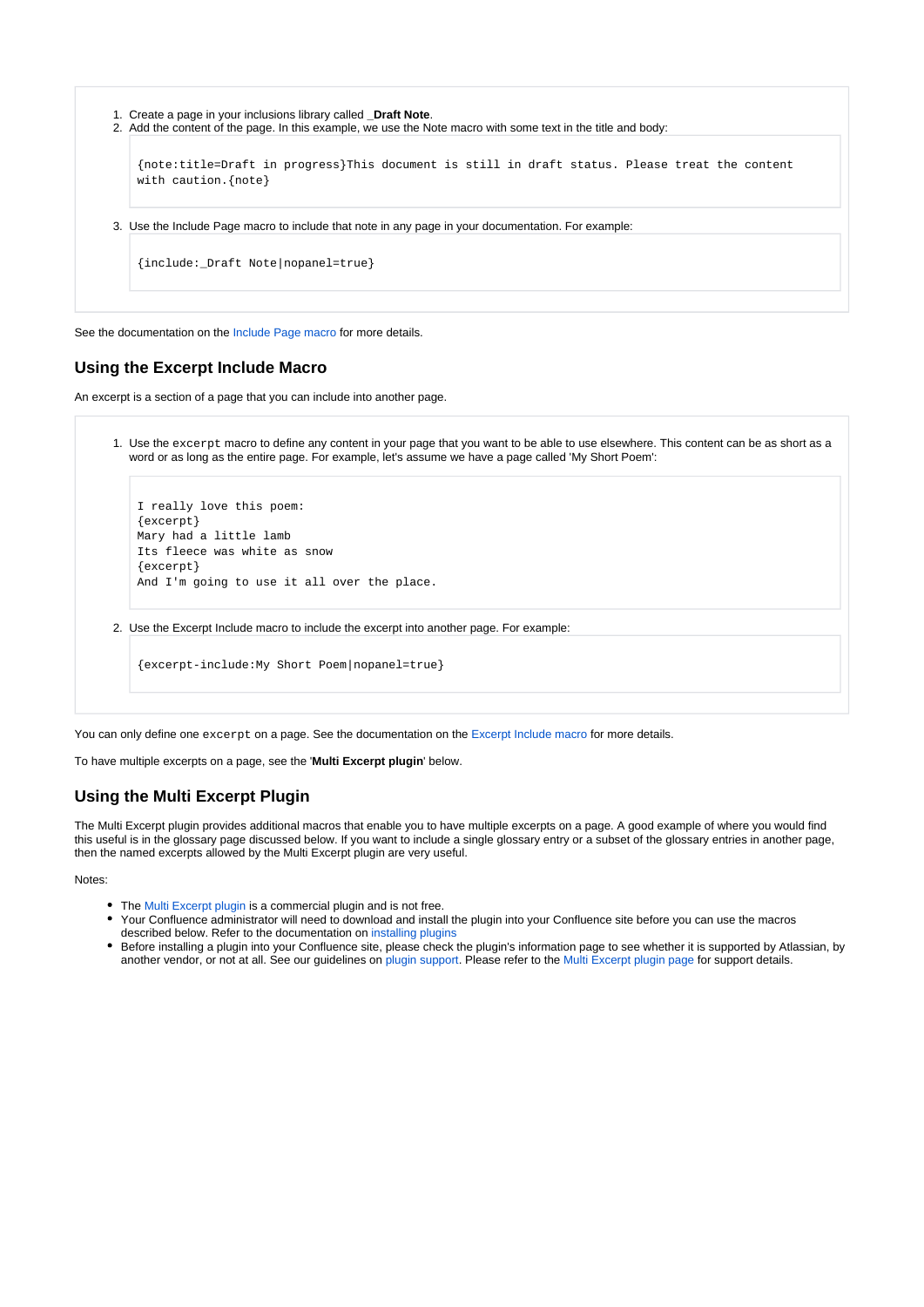1. Create a page in your inclusions library called **_Draft Note**.
2. Add the content of the page. In this example, we use the Note macro with some text in the title and body:

   ```
   {note:title=Draft in progress}This document is still in draft status. Please treat the content
   with caution.{note}
   ```

3. Use the Include Page macro to include that note in any page in your documentation. For example:

   ```
   {include:_Draft Note|nopanel=true}
   ```

See the documentation on the Include Page macro for more details.

## Using the Excerpt Include Macro

An excerpt is a section of a page that you can include into another page.

1. Use the `excerpt` macro to define any content in your page that you want to be able to use elsewhere. This content can be as short as a word or as long as the entire page. For example, let's assume we have a page called 'My Short Poem':

   ```
   I really love this poem:
   {excerpt}
   Mary had a little lamb
   Its fleece was white as snow
   {excerpt}
   And I'm going to use it all over the place.
   ```

2. Use the Excerpt Include macro to include the excerpt into another page. For example:

   ```
   {excerpt-include:My Short Poem|nopanel=true}
   ```

You can only define one `excerpt` on a page. See the documentation on the Excerpt Include macro for more details.

To have multiple excerpts on a page, see the '**Multi Excerpt plugin**' below.

## Using the Multi Excerpt Plugin

The Multi Excerpt plugin provides additional macros that enable you to have multiple excerpts on a page. A good example of where you would find this useful is in the glossary page discussed below. If you want to include a single glossary entry or a subset of the glossary entries in another page, then the named excerpts allowed by the Multi Excerpt plugin are very useful.

Notes:

- The Multi Excerpt plugin is a commercial plugin and is not free.
- Your Confluence administrator will need to download and install the plugin into your Confluence site before you can use the macros described below. Refer to the documentation on installing plugins
- Before installing a plugin into your Confluence site, please check the plugin's information page to see whether it is supported by Atlassian, by another vendor, or not at all. See our guidelines on plugin support. Please refer to the Multi Excerpt plugin page for support details.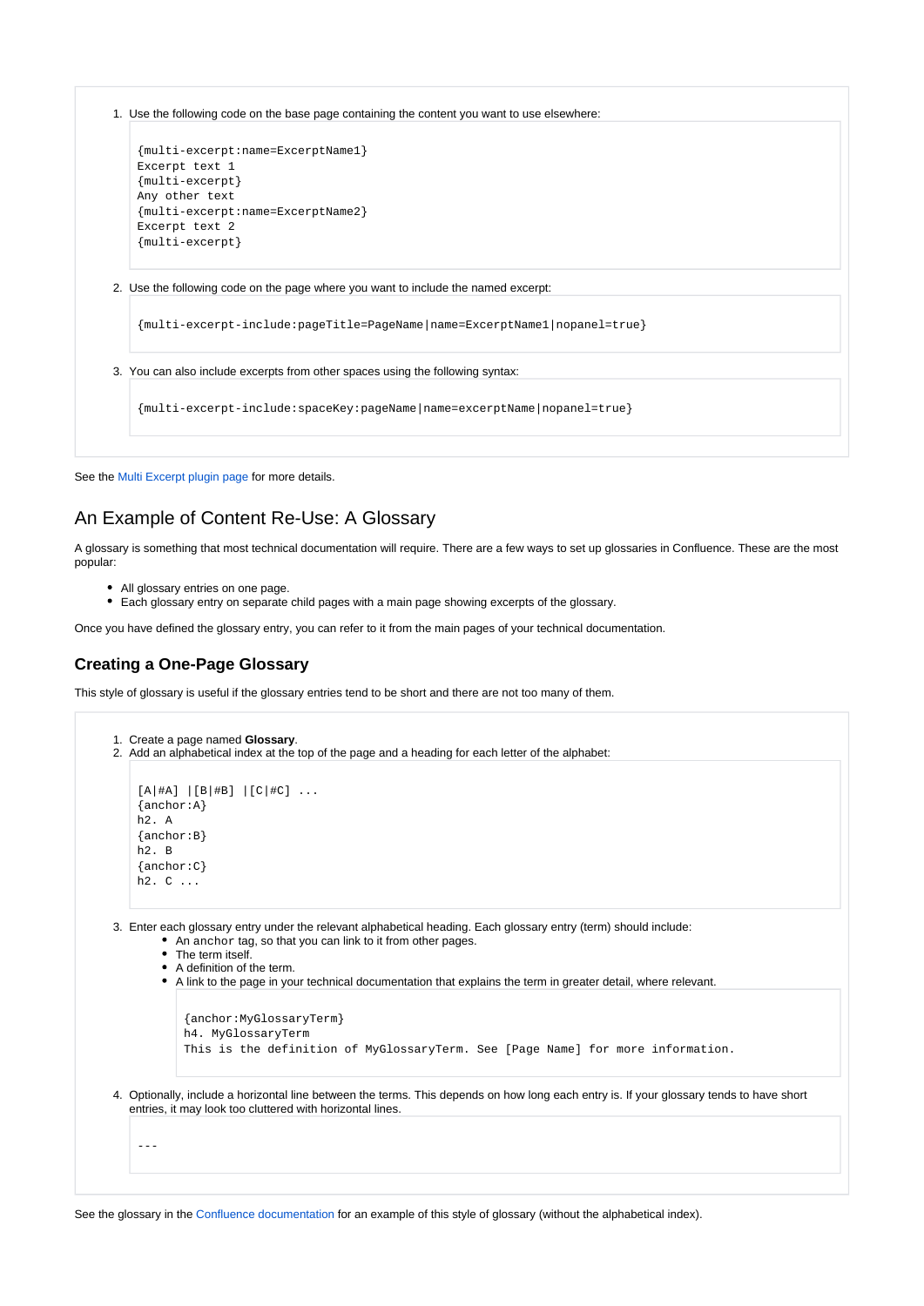1. Use the following code on the base page containing the content you want to use elsewhere:

   ```
   {multi-excerpt:name=ExcerptName1}
   Excerpt text 1
   {multi-excerpt}
   Any other text
   {multi-excerpt:name=ExcerptName2}
   Excerpt text 2
   {multi-excerpt}
   ```

2. Use the following code on the page where you want to include the named excerpt:

   ```
   {multi-excerpt-include:pageTitle=PageName|name=ExcerptName1|nopanel=true}
   ```

3. You can also include excerpts from other spaces using the following syntax:

   ```
   {multi-excerpt-include:spaceKey:pageName|name=excerptName|nopanel=true}
   ```

See the Multi Excerpt plugin page for more details.

## An Example of Content Re-Use: A Glossary

A glossary is something that most technical documentation will require. There are a few ways to set up glossaries in Confluence. These are the most popular:

- All glossary entries on one page.
- Each glossary entry on separate child pages with a main page showing excerpts of the glossary.

Once you have defined the glossary entry, you can refer to it from the main pages of your technical documentation.

### Creating a One-Page Glossary

This style of glossary is useful if the glossary entries tend to be short and there are not too many of them.

1. Create a page named **Glossary**.
2. Add an alphabetical index at the top of the page and a heading for each letter of the alphabet:

   ```
   [A|#A] |[B|#B] |[C|#C] ...
   {anchor:A}
   h2. A
   {anchor:B}
   h2. B
   {anchor:C}
   h2. C ...
   ```

3. Enter each glossary entry under the relevant alphabetical heading. Each glossary entry (term) should include:
   - An anchor tag, so that you can link to it from other pages.
   - The term itself.
   - A definition of the term.
   - A link to the page in your technical documentation that explains the term in greater detail, where relevant.

   ```
   {anchor:MyGlossaryTerm}
   h4. MyGlossaryTerm
   This is the definition of MyGlossaryTerm. See [Page Name] for more information.
   ```

4. Optionally, include a horizontal line between the terms. This depends on how long each entry is. If your glossary tends to have short entries, it may look too cluttered with horizontal lines.

   ```
   ---
   ```

See the glossary in the Confluence documentation for an example of this style of glossary (without the alphabetical index).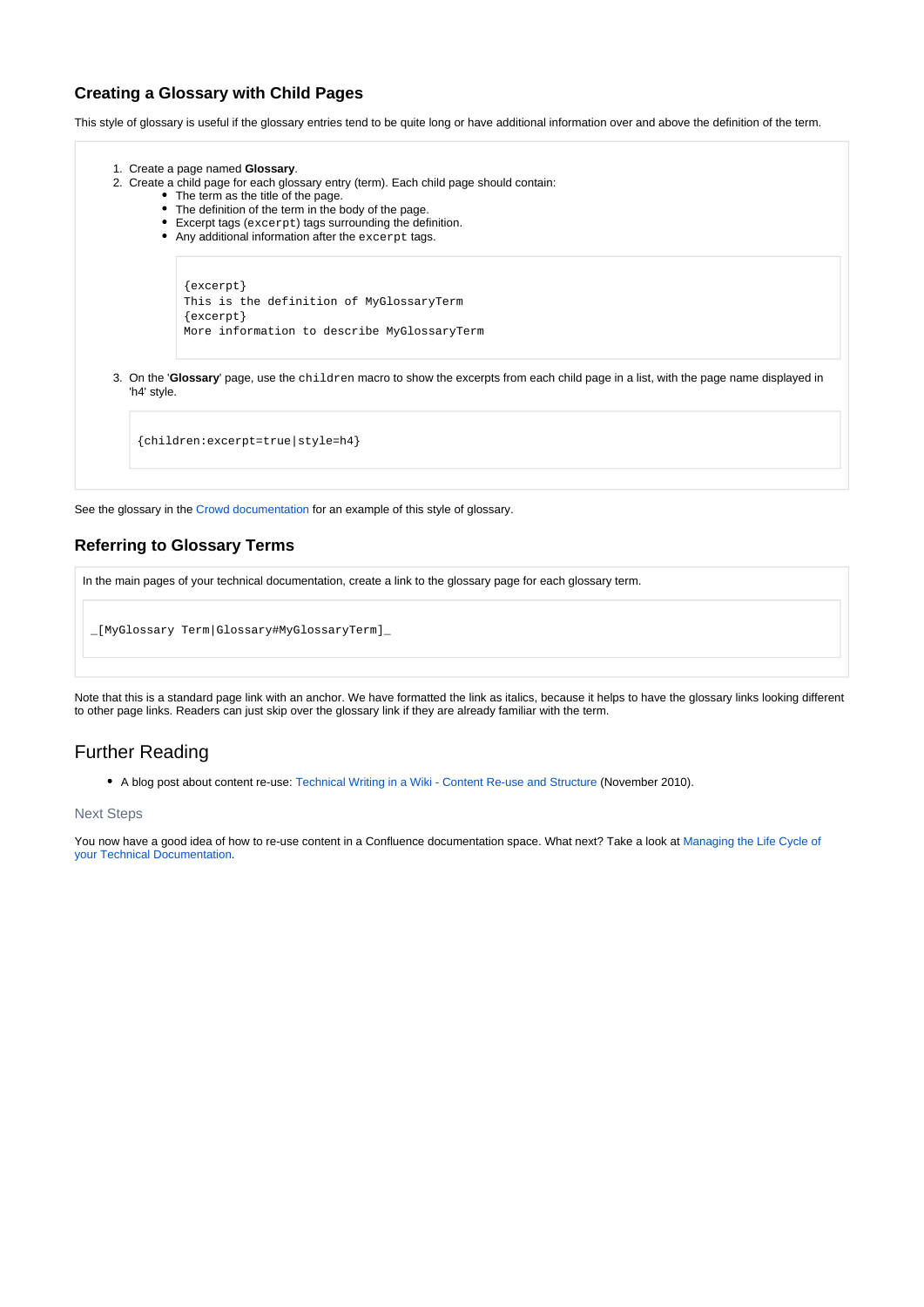### Creating a Glossary with Child Pages

This style of glossary is useful if the glossary entries tend to be quite long or have additional information over and above the definition of the term.

1. Create a page named **Glossary**.
2. Create a child page for each glossary entry (term). Each child page should contain:
    - The term as the title of the page.
    - The definition of the term in the body of the page.
    - Excerpt tags (`excerpt`) tags surrounding the definition.
    - Any additional information after the `excerpt` tags.

    ```
    {excerpt}
    This is the definition of MyGlossaryTerm
    {excerpt}
    More information to describe MyGlossaryTerm
    ```

3. On the '**Glossary**' page, use the `children` macro to show the excerpts from each child page in a list, with the page name displayed in 'h4' style.

    ```
    {children:excerpt=true|style=h4}
    ```

See the glossary in the Crowd documentation for an example of this style of glossary.

### Referring to Glossary Terms

In the main pages of your technical documentation, create a link to the glossary page for each glossary term.

```
_[MyGlossary Term|Glossary#MyGlossaryTerm]_
```

Note that this is a standard page link with an anchor. We have formatted the link as italics, because it helps to have the glossary links looking different to other page links. Readers can just skip over the glossary link if they are already familiar with the term.

## Further Reading

- A blog post about content re-use: Technical Writing in a Wiki - Content Re-use and Structure (November 2010).

#### Next Steps

You now have a good idea of how to re-use content in a Confluence documentation space. What next? Take a look at Managing the Life Cycle of your Technical Documentation.